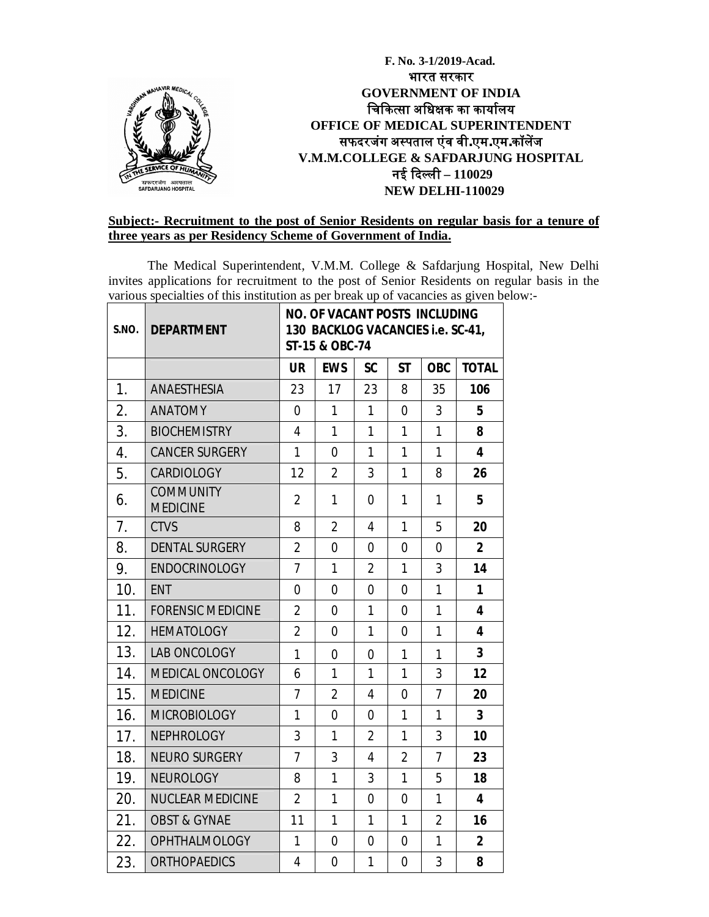**F. No. 3-1/2019-Acad.**

**भारत सरकार**

**GOVERNMENT OF INDIA**

**चिकित्सा अधिक्षक का कार्यालय**

**OFFICE OF MEDICAL SUPERINTENDENT**

**सफदरजंग अस्पताल एंव वी.एम.एम.कॉलेंज**

**V.M.M.COLLEGE & SAFDARJUNG HOSPITAL**

**नई दिल्ली – 110029**

**NEW DELHI-110029**

**Subject:- Recruitment to the post of Senior Residents on regular basis for a tenure of three years as per Residency Scheme of Government of India.**

The Medical Superintendent, V.M.M. College & Safdarjung Hospital, New Delhi invites applications for recruitment to the post of Senior Residents on regular basis in the various specialties of this institution as per break up of vacancies as given below:-

| S.NO. | DEPARTMENT | NO. OF VACANT POSTS INCLUDING 130 BACKLOG VACANCIES i.e. SC-41, ST-15 & OBC-74 | | | | | |
|---|---|---|---|---|---|---|---|
| | | UR | EWS | SC | ST | OBC | TOTAL |
| 1. | ANAESTHESIA | 23 | 17 | 23 | 8 | 35 | **106** |
| 2. | ANATOMY | 0 | 1 | 1 | 0 | 3 | **5** |
| 3. | BIOCHEMISTRY | 4 | 1 | 1 | 1 | 1 | **8** |
| 4. | CANCER SURGERY | 1 | 0 | 1 | 1 | 1 | **4** |
| 5. | CARDIOLOGY | 12 | 2 | 3 | 1 | 8 | **26** |
| 6. | COMMUNITY MEDICINE | 2 | 1 | 0 | 1 | 1 | **5** |
| 7. | CTVS | 8 | 2 | 4 | 1 | 5 | **20** |
| 8. | DENTAL SURGERY | 2 | 0 | 0 | 0 | 0 | **2** |
| 9. | ENDOCRINOLOGY | 7 | 1 | 2 | 1 | 3 | **14** |
| 10. | ENT | 0 | 0 | 0 | 0 | 1 | **1** |
| 11. | FORENSIC MEDICINE | 2 | 0 | 1 | 0 | 1 | **4** |
| 12. | HEMATOLOGY | 2 | 0 | 1 | 0 | 1 | **4** |
| 13. | LAB ONCOLOGY | 1 | 0 | 0 | 1 | 1 | **3** |
| 14. | MEDICAL ONCOLOGY | 6 | 1 | 1 | 1 | 3 | **12** |
| 15. | MEDICINE | 7 | 2 | 4 | 0 | 7 | **20** |
| 16. | MICROBIOLOGY | 1 | 0 | 0 | 1 | 1 | **3** |
| 17. | NEPHROLOGY | 3 | 1 | 2 | 1 | 3 | **10** |
| 18. | NEURO SURGERY | 7 | 3 | 4 | 2 | 7 | **23** |
| 19. | NEUROLOGY | 8 | 1 | 3 | 1 | 5 | **18** |
| 20. | NUCLEAR MEDICINE | 2 | 1 | 0 | 0 | 1 | **4** |
| 21. | OBST & GYNAE | 11 | 1 | 1 | 1 | 2 | **16** |
| 22. | OPHTHALMOLOGY | 1 | 0 | 0 | 0 | 1 | **2** |
| 23. | ORTHOPAEDICS | 4 | 0 | 1 | 0 | 3 | **8** |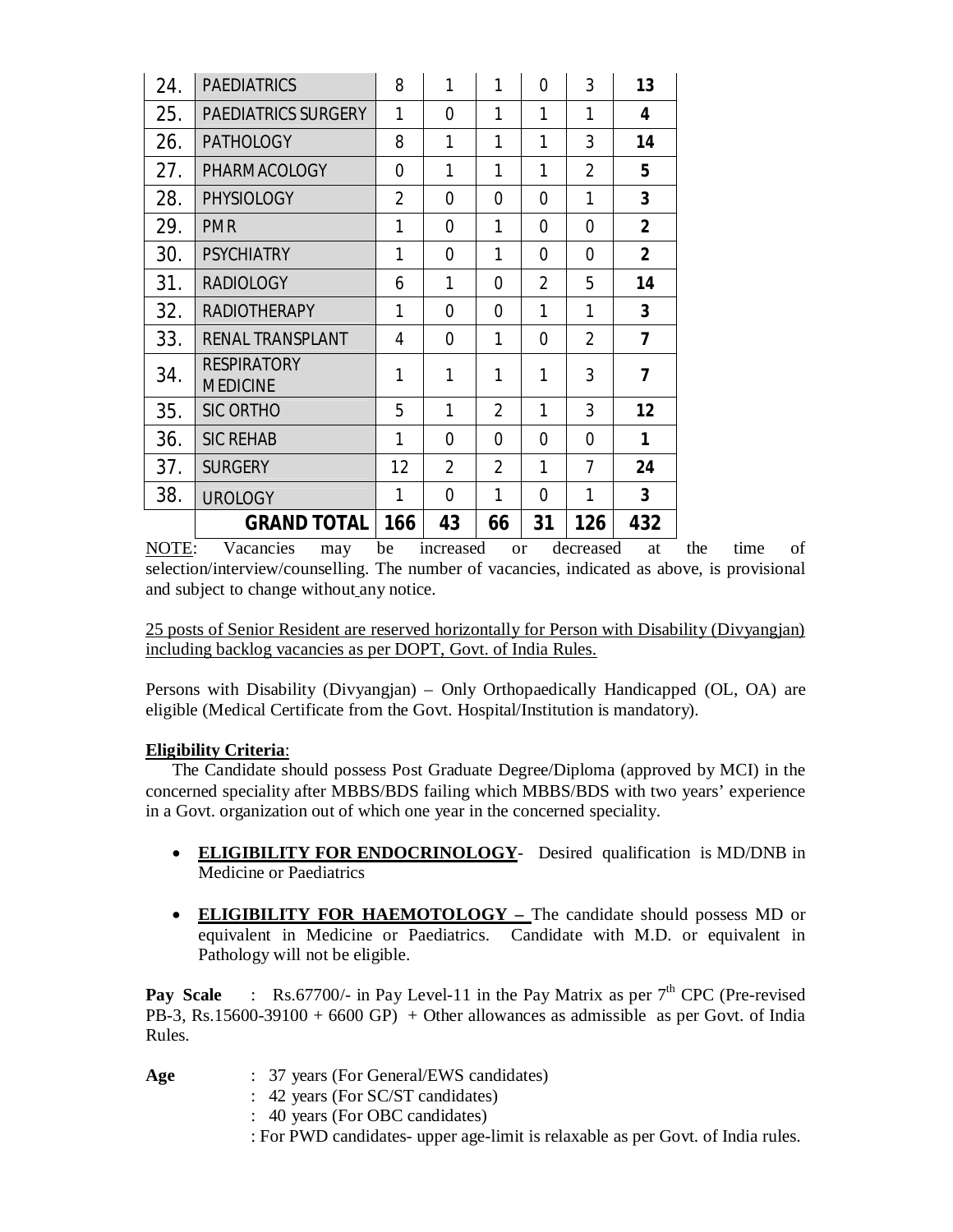| 24. | PAEDIATRICS | 8 | 1 | 1 | 0 | 3 | **13** |
|---|---|---|---|---|---|---|---|
| 25. | PAEDIATRICS SURGERY | 1 | 0 | 1 | 1 | 1 | **4** |
| 26. | PATHOLOGY | 8 | 1 | 1 | 1 | 3 | **14** |
| 27. | PHARMACOLOGY | 0 | 1 | 1 | 1 | 2 | **5** |
| 28. | PHYSIOLOGY | 2 | 0 | 0 | 0 | 1 | **3** |
| 29. | PMR | 1 | 0 | 1 | 0 | 0 | **2** |
| 30. | PSYCHIATRY | 1 | 0 | 1 | 0 | 0 | **2** |
| 31. | RADIOLOGY | 6 | 1 | 0 | 2 | 5 | **14** |
| 32. | RADIOTHERAPY | 1 | 0 | 0 | 1 | 1 | **3** |
| 33. | RENAL TRANSPLANT | 4 | 0 | 1 | 0 | 2 | **7** |
| 34. | RESPIRATORY MEDICINE | 1 | 1 | 1 | 1 | 3 | **7** |
| 35. | SIC ORTHO | 5 | 1 | 2 | 1 | 3 | **12** |
| 36. | SIC REHAB | 1 | 0 | 0 | 0 | 0 | **1** |
| 37. | SURGERY | 12 | 2 | 2 | 1 | 7 | **24** |
| 38. | UROLOGY | 1 | 0 | 1 | 0 | 1 | **3** |
| | **GRAND TOTAL** | **166** | **43** | **66** | **31** | **126** | **432** |

NOTE: Vacancies may be increased or decreased at the time of selection/interview/counselling. The number of vacancies, indicated as above, is provisional and subject to change without any notice.

25 posts of Senior Resident are reserved horizontally for Person with Disability (Divyangjan) including backlog vacancies as per DOPT, Govt. of India Rules.

Persons with Disability (Divyangjan) – Only Orthopaedically Handicapped (OL, OA) are eligible (Medical Certificate from the Govt. Hospital/Institution is mandatory).

**Eligibility Criteria**:

The Candidate should possess Post Graduate Degree/Diploma (approved by MCI) in the concerned speciality after MBBS/BDS failing which MBBS/BDS with two years' experience in a Govt. organization out of which one year in the concerned speciality.

- **ELIGIBILITY FOR ENDOCRINOLOGY**- Desired qualification is MD/DNB in Medicine or Paediatrics
- **ELIGIBILITY FOR HAEMOTOLOGY –** The candidate should possess MD or equivalent in Medicine or Paediatrics. Candidate with M.D. or equivalent in Pathology will not be eligible.

**Pay Scale** : Rs.67700/- in Pay Level-11 in the Pay Matrix as per 7th CPC (Pre-revised PB-3, Rs.15600-39100 + 6600 GP) + Other allowances as admissible as per Govt. of India Rules.

**Age** : 37 years (For General/EWS candidates)
: 42 years (For SC/ST candidates)
: 40 years (For OBC candidates)
: For PWD candidates- upper age-limit is relaxable as per Govt. of India rules.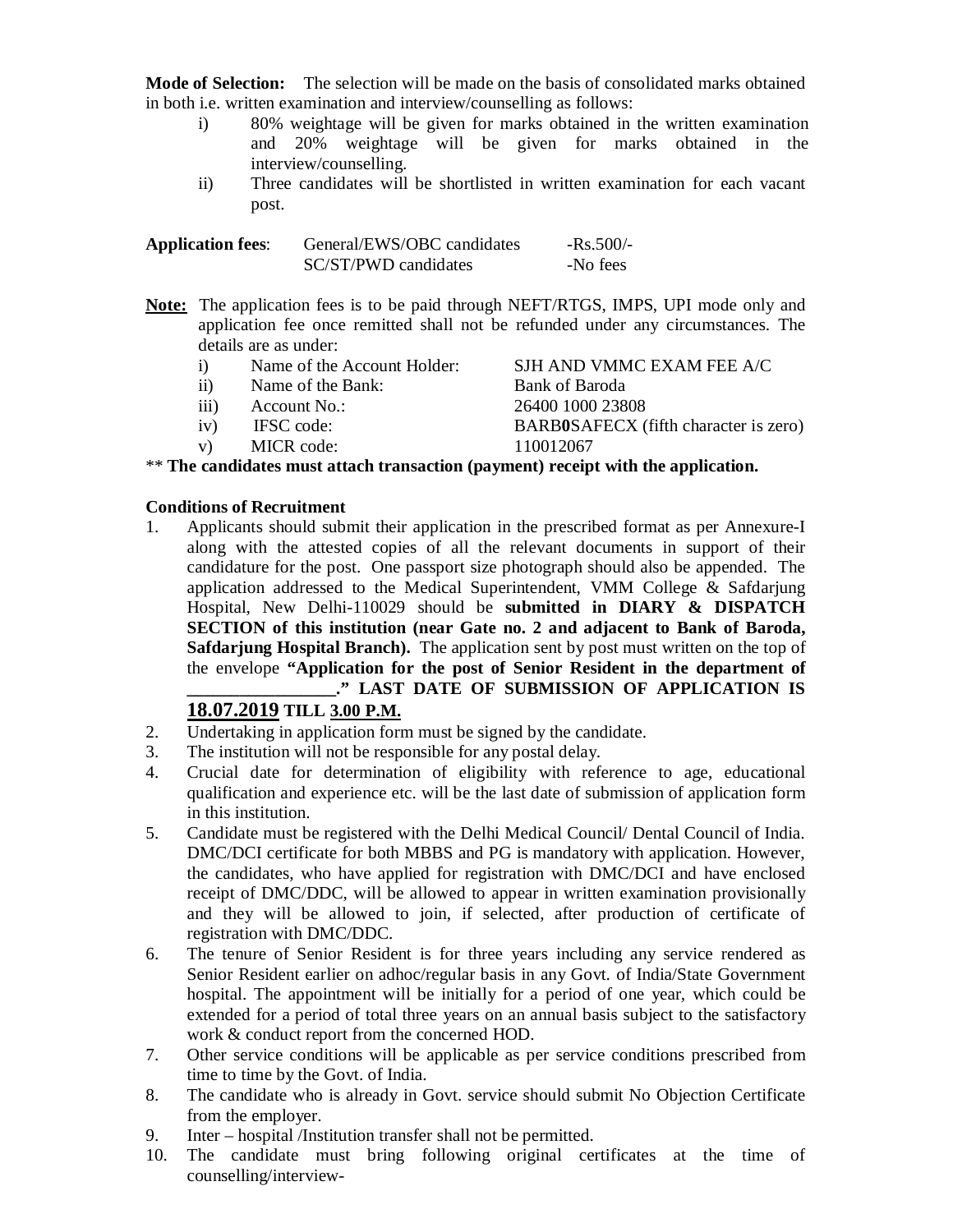**Mode of Selection:** The selection will be made on the basis of consolidated marks obtained in both i.e. written examination and interview/counselling as follows:

i) 80% weightage will be given for marks obtained in the written examination and 20% weightage will be given for marks obtained in the interview/counselling.

ii) Three candidates will be shortlisted in written examination for each vacant post.

| **Application fees**: | General/EWS/OBC candidates | -Rs.500/- |
|---|---|---|
| | SC/ST/PWD candidates | -No fees |

**Note:** The application fees is to be paid through NEFT/RTGS, IMPS, UPI mode only and application fee once remitted shall not be refunded under any circumstances. The details are as under:

| | | |
|---|---|---|
| i) | Name of the Account Holder: | SJH AND VMMC EXAM FEE A/C |
| ii) | Name of the Bank: | Bank of Baroda |
| iii) | Account No.: | 26400 1000 23808 |
| iv) | IFSC code: | BARB**0**SAFECX (fifth character is zero) |
| v) | MICR code: | 110012067 |

** **The candidates must attach transaction (payment) receipt with the application.**

**Conditions of Recruitment**

1. Applicants should submit their application in the prescribed format as per Annexure-I along with the attested copies of all the relevant documents in support of their candidature for the post. One passport size photograph should also be appended. The application addressed to the Medical Superintendent, VMM College & Safdarjung Hospital, New Delhi-110029 should be **submitted in DIARY & DISPATCH SECTION of this institution (near Gate no. 2 and adjacent to Bank of Baroda, Safdarjung Hospital Branch).** The application sent by post must written on the top of the envelope **"Application for the post of Senior Resident in the department of ________________." LAST DATE OF SUBMISSION OF APPLICATION IS 18.07.2019 TILL 3.00 P.M.**
2. Undertaking in application form must be signed by the candidate.
3. The institution will not be responsible for any postal delay.
4. Crucial date for determination of eligibility with reference to age, educational qualification and experience etc. will be the last date of submission of application form in this institution.
5. Candidate must be registered with the Delhi Medical Council/ Dental Council of India. DMC/DCI certificate for both MBBS and PG is mandatory with application. However, the candidates, who have applied for registration with DMC/DCI and have enclosed receipt of DMC/DDC, will be allowed to appear in written examination provisionally and they will be allowed to join, if selected, after production of certificate of registration with DMC/DDC.
6. The tenure of Senior Resident is for three years including any service rendered as Senior Resident earlier on adhoc/regular basis in any Govt. of India/State Government hospital. The appointment will be initially for a period of one year, which could be extended for a period of total three years on an annual basis subject to the satisfactory work & conduct report from the concerned HOD.
7. Other service conditions will be applicable as per service conditions prescribed from time to time by the Govt. of India.
8. The candidate who is already in Govt. service should submit No Objection Certificate from the employer.
9. Inter – hospital /Institution transfer shall not be permitted.
10. The candidate must bring following original certificates at the time of counselling/interview-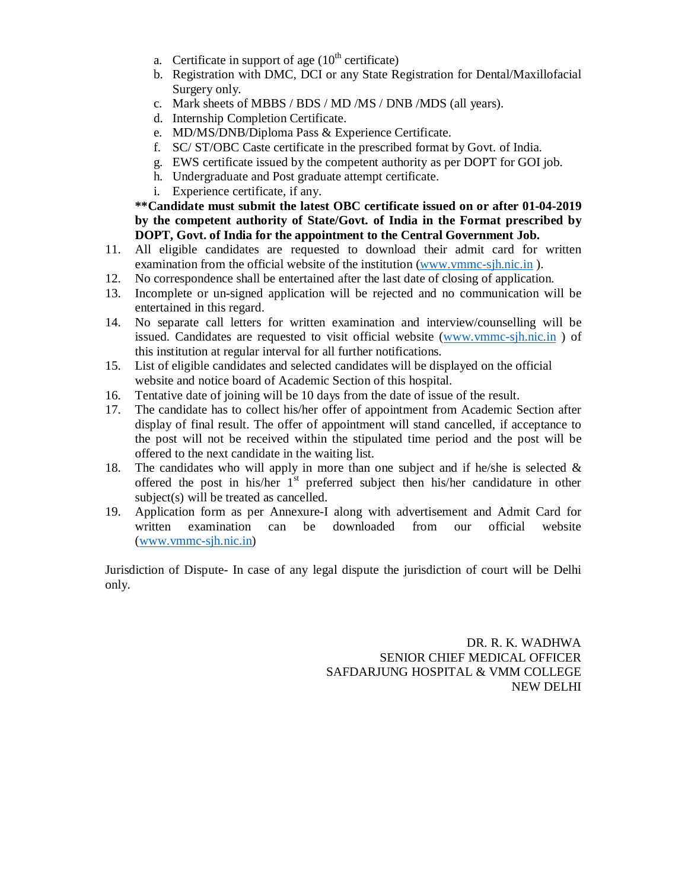a. Certificate in support of age (10th certificate)
b. Registration with DMC, DCI or any State Registration for Dental/Maxillofacial Surgery only.
c. Mark sheets of MBBS / BDS / MD /MS / DNB /MDS (all years).
d. Internship Completion Certificate.
e. MD/MS/DNB/Diploma Pass & Experience Certificate.
f. SC/ ST/OBC Caste certificate in the prescribed format by Govt. of India.
g. EWS certificate issued by the competent authority as per DOPT for GOI job.
h. Undergraduate and Post graduate attempt certificate.
i. Experience certificate, if any.

**\*\*Candidate must submit the latest OBC certificate issued on or after 01-04-2019 by the competent authority of State/Govt. of India in the Format prescribed by DOPT, Govt. of India for the appointment to the Central Government Job.**

11. All eligible candidates are requested to download their admit card for written examination from the official website of the institution (www.vmmc-sjh.nic.in ).
12. No correspondence shall be entertained after the last date of closing of application.
13. Incomplete or un-signed application will be rejected and no communication will be entertained in this regard.
14. No separate call letters for written examination and interview/counselling will be issued. Candidates are requested to visit official website (www.vmmc-sjh.nic.in ) of this institution at regular interval for all further notifications.
15. List of eligible candidates and selected candidates will be displayed on the official website and notice board of Academic Section of this hospital.
16. Tentative date of joining will be 10 days from the date of issue of the result.
17. The candidate has to collect his/her offer of appointment from Academic Section after display of final result. The offer of appointment will stand cancelled, if acceptance to the post will not be received within the stipulated time period and the post will be offered to the next candidate in the waiting list.
18. The candidates who will apply in more than one subject and if he/she is selected & offered the post in his/her 1st preferred subject then his/her candidature in other subject(s) will be treated as cancelled.
19. Application form as per Annexure-I along with advertisement and Admit Card for written examination can be downloaded from our official website (www.vmmc-sjh.nic.in)

Jurisdiction of Dispute- In case of any legal dispute the jurisdiction of court will be Delhi only.

DR. R. K. WADHWA
SENIOR CHIEF MEDICAL OFFICER
SAFDARJUNG HOSPITAL & VMM COLLEGE
NEW DELHI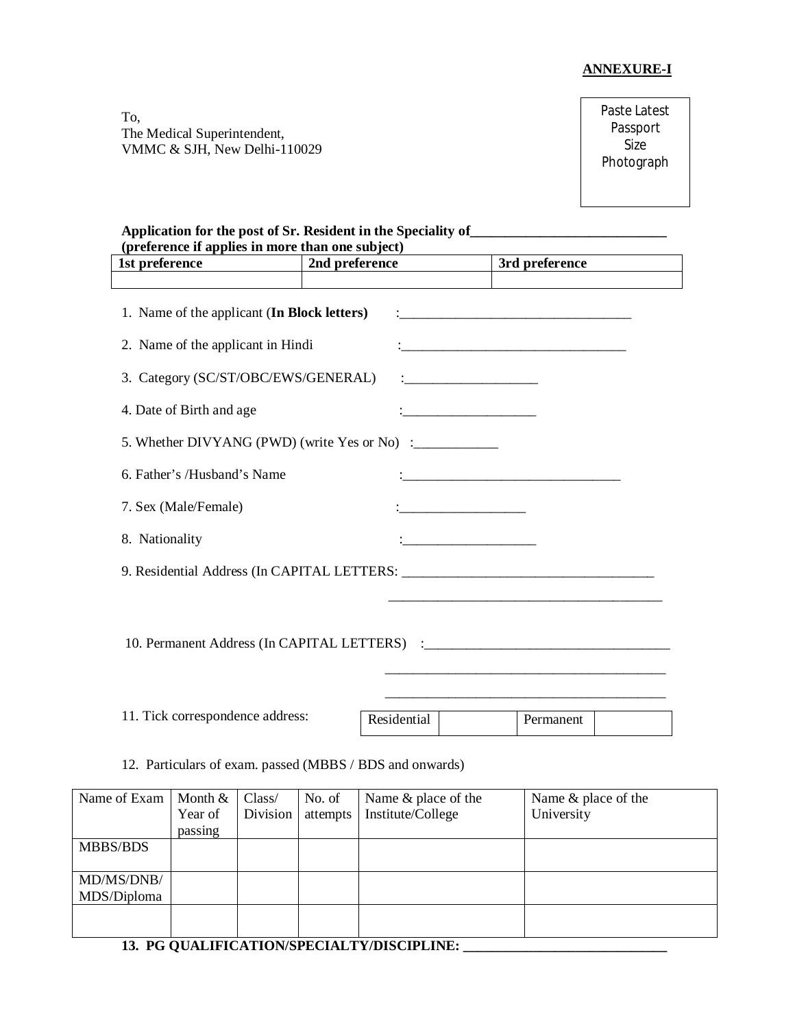**ANNEXURE-I**

To,
The Medical Superintendent,
VMMC & SJH, New Delhi-110029

Paste Latest Passport Size Photograph

**Application for the post of Sr. Resident in the Speciality of____________________________**
**(preference if applies in more than one subject)**

| **1st preference** | **2nd preference** | **3rd preference** |
|---|---|---|
| | | |

1. Name of the applicant (**In Block letters**) :__________________________________

2. Name of the applicant in Hindi :_________________________________

3. Category (SC/ST/OBC/EWS/GENERAL) :___________________

4. Date of Birth and age :___________________

5. Whether DIVYANG (PWD) (write Yes or No) :____________

6. Father's /Husband's Name :________________________________

7. Sex (Male/Female) :__________________

8. Nationality :___________________

9. Residential Address (In CAPITAL LETTERS: ____________________________________
________________________________________

10. Permanent Address (In CAPITAL LETTERS) :___________________________________
_________________________________________
_________________________________________

11. Tick correspondence address:

| Residential | | Permanent | |
|---|---|---|---|

12. Particulars of exam. passed (MBBS / BDS and onwards)

| Name of Exam | Month & Year of passing | Class/ Division | No. of attempts | Name & place of the Institute/College | Name & place of the University |
|---|---|---|---|---|---|
| MBBS/BDS | | | | | |
| MD/MS/DNB/ MDS/Diploma | | | | | |
| | | | | | |

**13. PG QUALIFICATION/SPECIALTY/DISCIPLINE: _____________________________**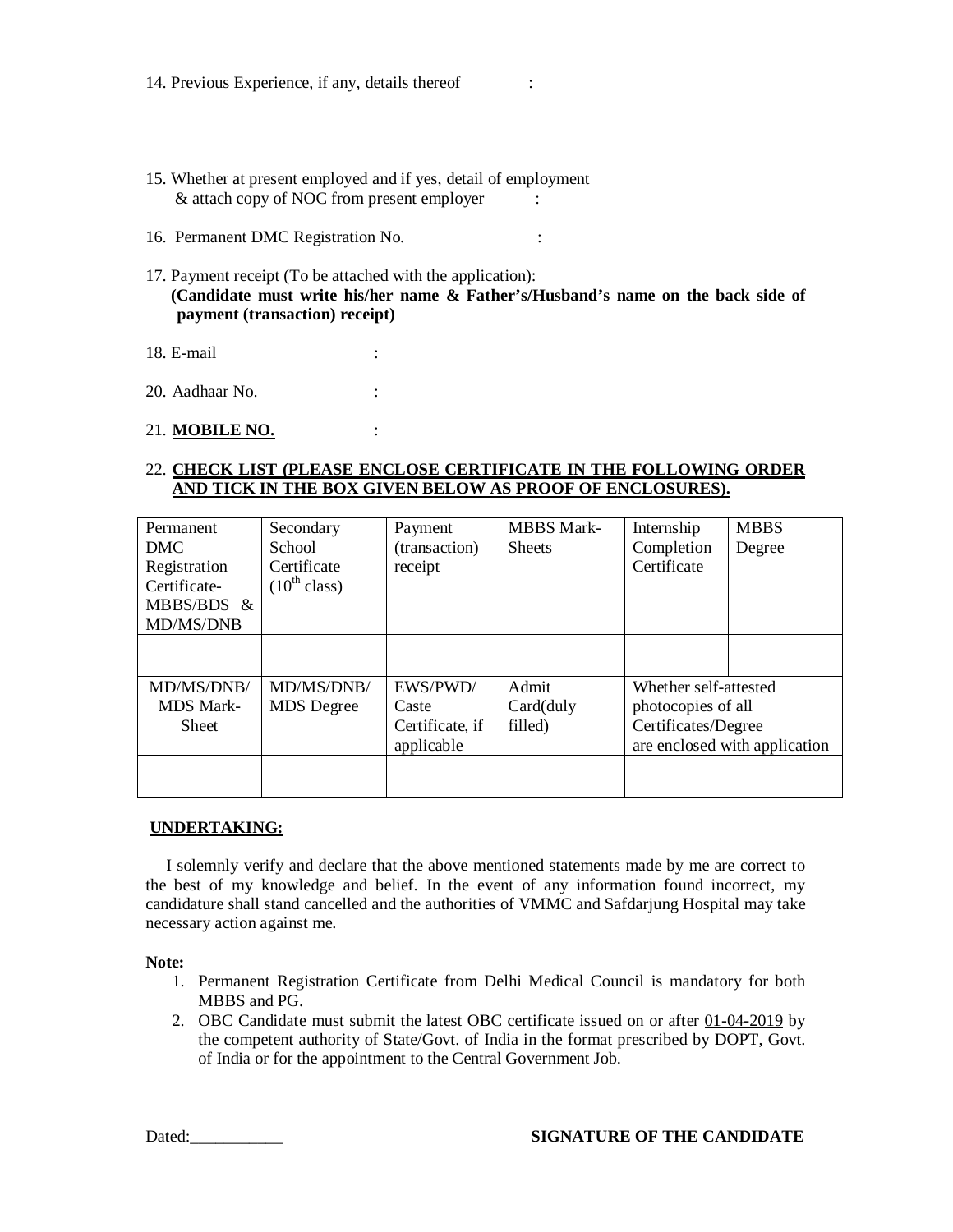14. Previous Experience, if any, details thereof :

15. Whether at present employed and if yes, detail of employment & attach copy of NOC from present employer :

16. Permanent DMC Registration No. :

17. Payment receipt (To be attached with the application):
 **(Candidate must write his/her name & Father's/Husband's name on the back side of payment (transaction) receipt)**

18. E-mail :

20. Aadhaar No. :

21. **MOBILE NO.** :

22. **CHECK LIST (PLEASE ENCLOSE CERTIFICATE IN THE FOLLOWING ORDER AND TICK IN THE BOX GIVEN BELOW AS PROOF OF ENCLOSURES).**

| Permanent DMC Registration Certificate- MBBS/BDS & MD/MS/DNB | Secondary School Certificate ($10^{th}$ class) | Payment (transaction) receipt | MBBS Mark-Sheets | Internship Completion Certificate | MBBS Degree |
|---|---|---|---|---|---|
| | | | | | |
| MD/MS/DNB/ MDS Mark-Sheet | MD/MS/DNB/ MDS Degree | EWS/PWD/ Caste Certificate, if applicable | Admit Card(duly filled) | Whether self-attested photocopies of all Certificates/Degree are enclosed with application | |
| | | | | | |

**UNDERTAKING:**

I solemnly verify and declare that the above mentioned statements made by me are correct to the best of my knowledge and belief. In the event of any information found incorrect, my candidature shall stand cancelled and the authorities of VMMC and Safdarjung Hospital may take necessary action against me.

**Note:**

1. Permanent Registration Certificate from Delhi Medical Council is mandatory for both MBBS and PG.
2. OBC Candidate must submit the latest OBC certificate issued on or after 01-04-2019 by the competent authority of State/Govt. of India in the format prescribed by DOPT, Govt. of India or for the appointment to the Central Government Job.

Dated:___________ **SIGNATURE OF THE CANDIDATE**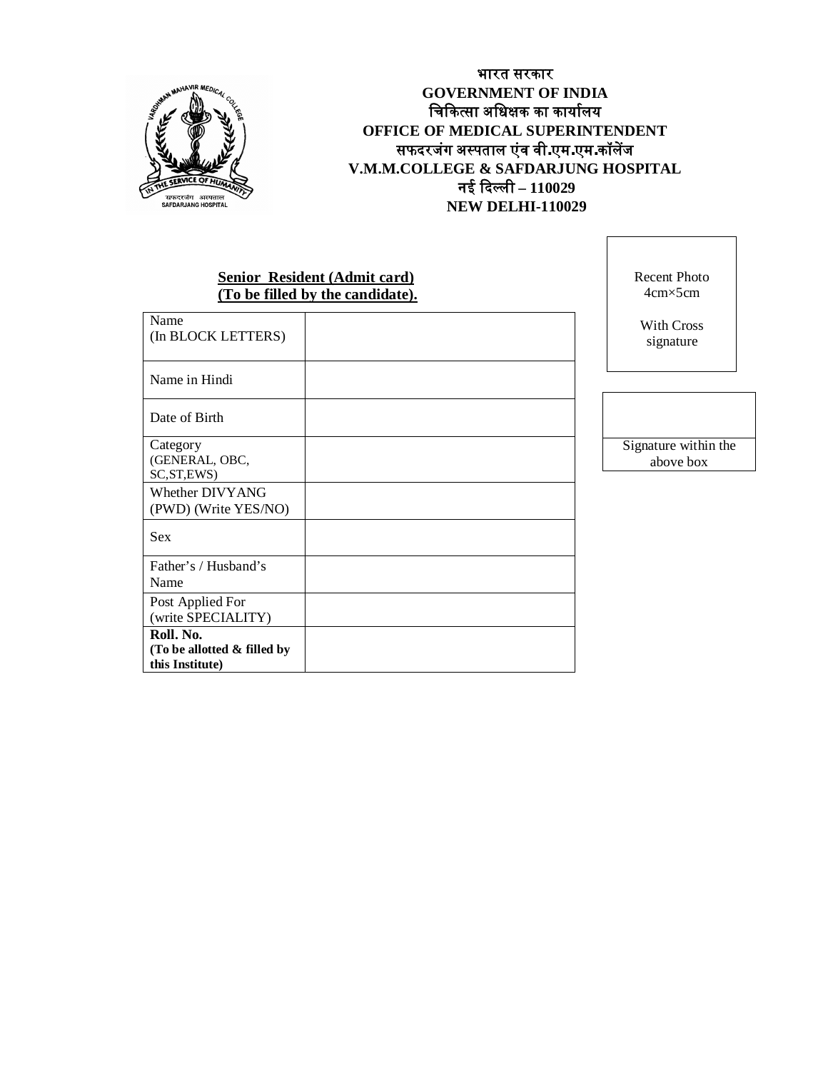भारत सरकार
**GOVERNMENT OF INDIA**
चिकित्सा अधिक्षक का कार्यालय
**OFFICE OF MEDICAL SUPERINTENDENT**
सफदरजंग अस्पताल एंव वी.एम.एम.कॉलेंज
**V.M.M.COLLEGE & SAFDARJUNG HOSPITAL**
नई दिल्ली – 110029
**NEW DELHI-110029**

Recent Photo
4cm×5cm

With Cross signature

**Senior Resident (Admit card)**
**(To be filled by the candidate).**

| | |
|---|---|
| Name (In BLOCK LETTERS) | |
| Name in Hindi | |
| Date of Birth | |
| Category (GENERAL, OBC, SC,ST,EWS) | |
| Whether DIVYANG (PWD) (Write YES/NO) | |
| Sex | |
| Father's / Husband's Name | |
| Post Applied For (write SPECIALITY) | |
| **Roll. No. (To be allotted & filled by this Institute)** | |

Signature within the above box